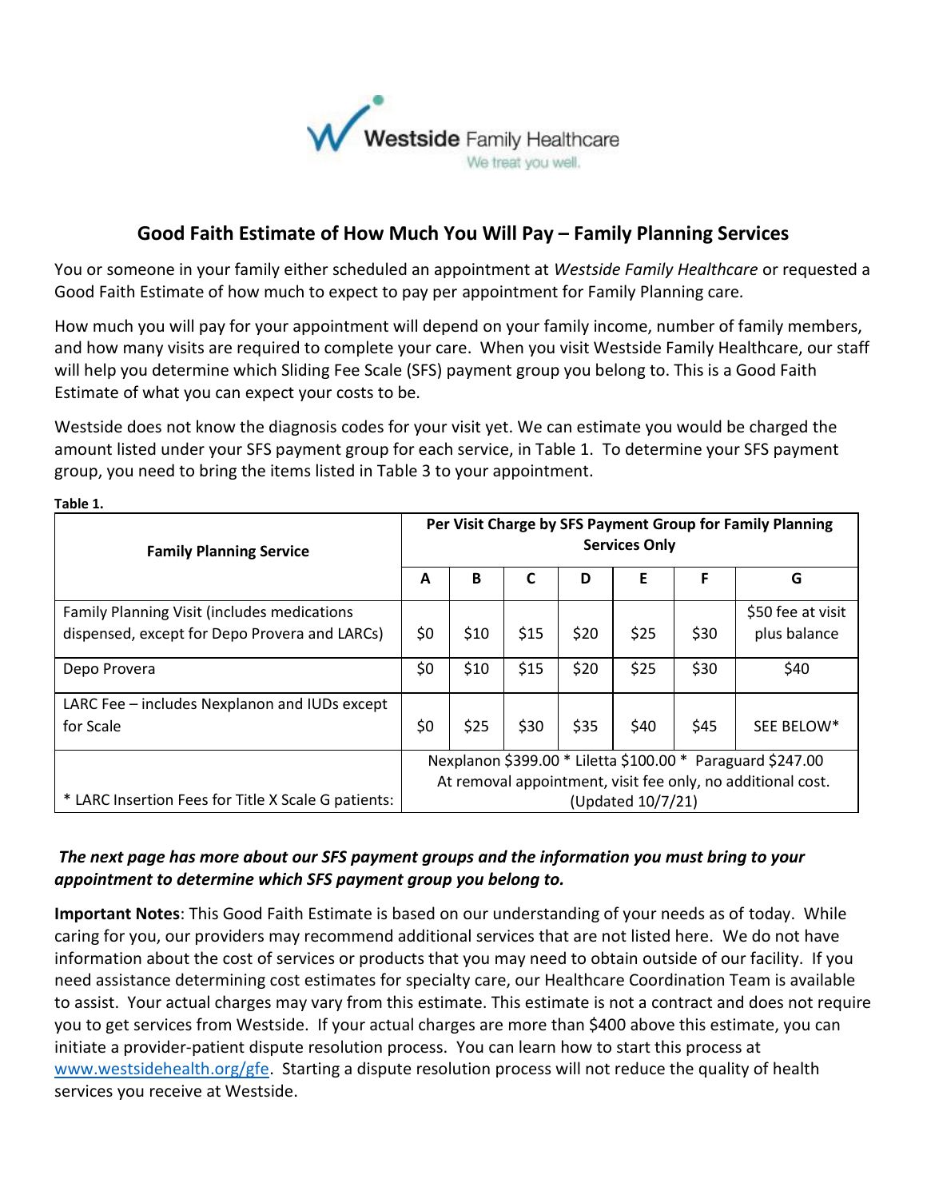Westside Family Healthcare
We treat you well.

# Good Faith Estimate of How Much You Will Pay – Family Planning Services

You or someone in your family either scheduled an appointment at *Westside Family Healthcare* or requested a Good Faith Estimate of how much to expect to pay per appointment for Family Planning care.

How much you will pay for your appointment will depend on your family income, number of family members, and how many visits are required to complete your care. When you visit Westside Family Healthcare, our staff will help you determine which Sliding Fee Scale (SFS) payment group you belong to. This is a Good Faith Estimate of what you can expect your costs to be.

Westside does not know the diagnosis codes for your visit yet. We can estimate you would be charged the amount listed under your SFS payment group for each service, in Table 1. To determine your SFS payment group, you need to bring the items listed in Table 3 to your appointment.

**Table 1.**

| Family Planning Service | Per Visit Charge by SFS Payment Group for Family Planning Services Only | | | | | | |
|---|---|---|---|---|---|---|---|
| | **A** | **B** | **C** | **D** | **E** | **F** | **G** |
| Family Planning Visit (includes medications dispensed, except for Depo Provera and LARCs) | $0 | $10 | $15 | $20 | $25 | $30 | $50 fee at visit plus balance |
| Depo Provera | $0 | $10 | $15 | $20 | $25 | $30 | $40 |
| LARC Fee – includes Nexplanon and IUDs except for Scale | $0 | $25 | $30 | $35 | $40 | $45 | SEE BELOW* |
| * LARC Insertion Fees for Title X Scale G patients: | Nexplanon $399.00 * Liletta $100.00 * Paraguard $247.00 At removal appointment, visit fee only, no additional cost. (Updated 10/7/21) | | | | | | |

***The next page has more about our SFS payment groups and the information you must bring to your appointment to determine which SFS payment group you belong to.***

**Important Notes**: This Good Faith Estimate is based on our understanding of your needs as of today. While caring for you, our providers may recommend additional services that are not listed here. We do not have information about the cost of services or products that you may need to obtain outside of our facility. If you need assistance determining cost estimates for specialty care, our Healthcare Coordination Team is available to assist. Your actual charges may vary from this estimate. This estimate is not a contract and does not require you to get services from Westside. If your actual charges are more than $400 above this estimate, you can initiate a provider-patient dispute resolution process. You can learn how to start this process at www.westsidehealth.org/gfe. Starting a dispute resolution process will not reduce the quality of health services you receive at Westside.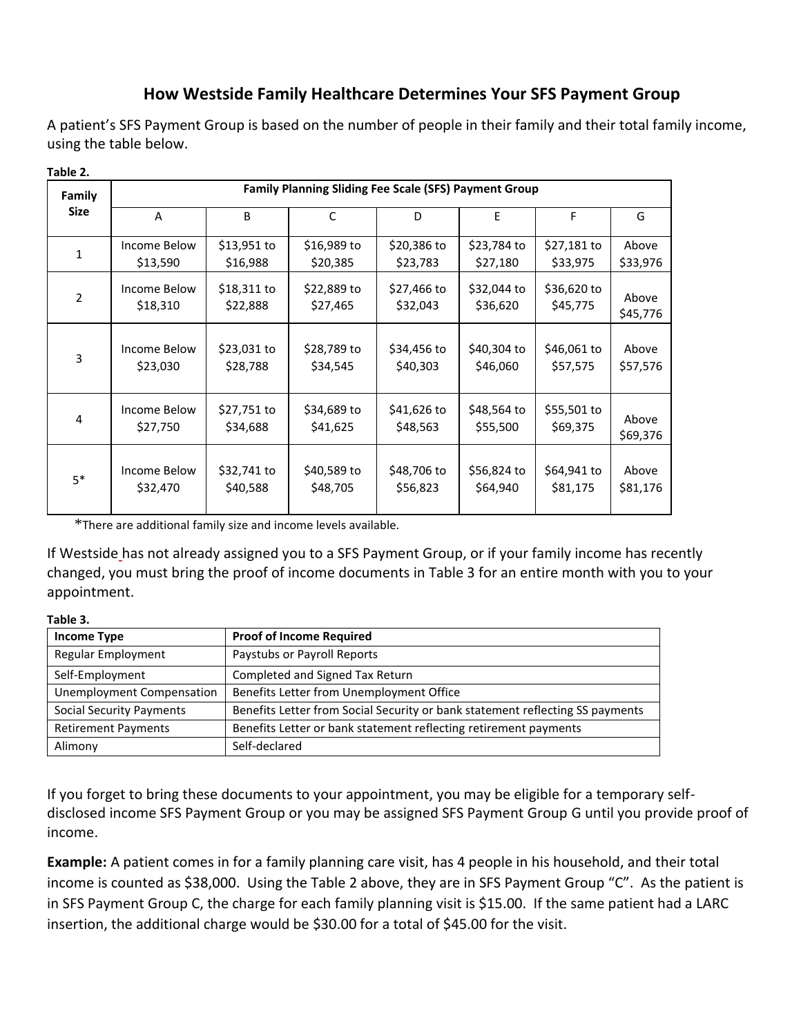## How Westside Family Healthcare Determines Your SFS Payment Group

A patient's SFS Payment Group is based on the number of people in their family and their total family income, using the table below.

**Table 2.**

| Family Size | Family Planning Sliding Fee Scale (SFS) Payment Group | | | | | | |
|---|---|---|---|---|---|---|---|
| | A | B | C | D | E | F | G |
| 1 | Income Below $13,590 | $13,951 to $16,988 | $16,989 to $20,385 | $20,386 to $23,783 | $23,784 to $27,180 | $27,181 to $33,975 | Above $33,976 |
| 2 | Income Below $18,310 | $18,311 to $22,888 | $22,889 to $27,465 | $27,466 to $32,043 | $32,044 to $36,620 | $36,620 to $45,775 | Above $45,776 |
| 3 | Income Below $23,030 | $23,031 to $28,788 | $28,789 to $34,545 | $34,456 to $40,303 | $40,304 to $46,060 | $46,061 to $57,575 | Above $57,576 |
| 4 | Income Below $27,750 | $27,751 to $34,688 | $34,689 to $41,625 | $41,626 to $48,563 | $48,564 to $55,500 | $55,501 to $69,375 | Above $69,376 |
| 5* | Income Below $32,470 | $32,741 to $40,588 | $40,589 to $48,705 | $48,706 to $56,823 | $56,824 to $64,940 | $64,941 to $81,175 | Above $81,176 |

*There are additional family size and income levels available.

If Westside has not already assigned you to a SFS Payment Group, or if your family income has recently changed, you must bring the proof of income documents in Table 3 for an entire month with you to your appointment.

**Table 3.**

| Income Type | Proof of Income Required |
|---|---|
| Regular Employment | Paystubs or Payroll Reports |
| Self-Employment | Completed and Signed Tax Return |
| Unemployment Compensation | Benefits Letter from Unemployment Office |
| Social Security Payments | Benefits Letter from Social Security or bank statement reflecting SS payments |
| Retirement Payments | Benefits Letter or bank statement reflecting retirement payments |
| Alimony | Self-declared |

If you forget to bring these documents to your appointment, you may be eligible for a temporary self-disclosed income SFS Payment Group or you may be assigned SFS Payment Group G until you provide proof of income.

**Example:** A patient comes in for a family planning care visit, has 4 people in his household, and their total income is counted as $38,000. Using the Table 2 above, they are in SFS Payment Group "C". As the patient is in SFS Payment Group C, the charge for each family planning visit is $15.00. If the same patient had a LARC insertion, the additional charge would be $30.00 for a total of $45.00 for the visit.